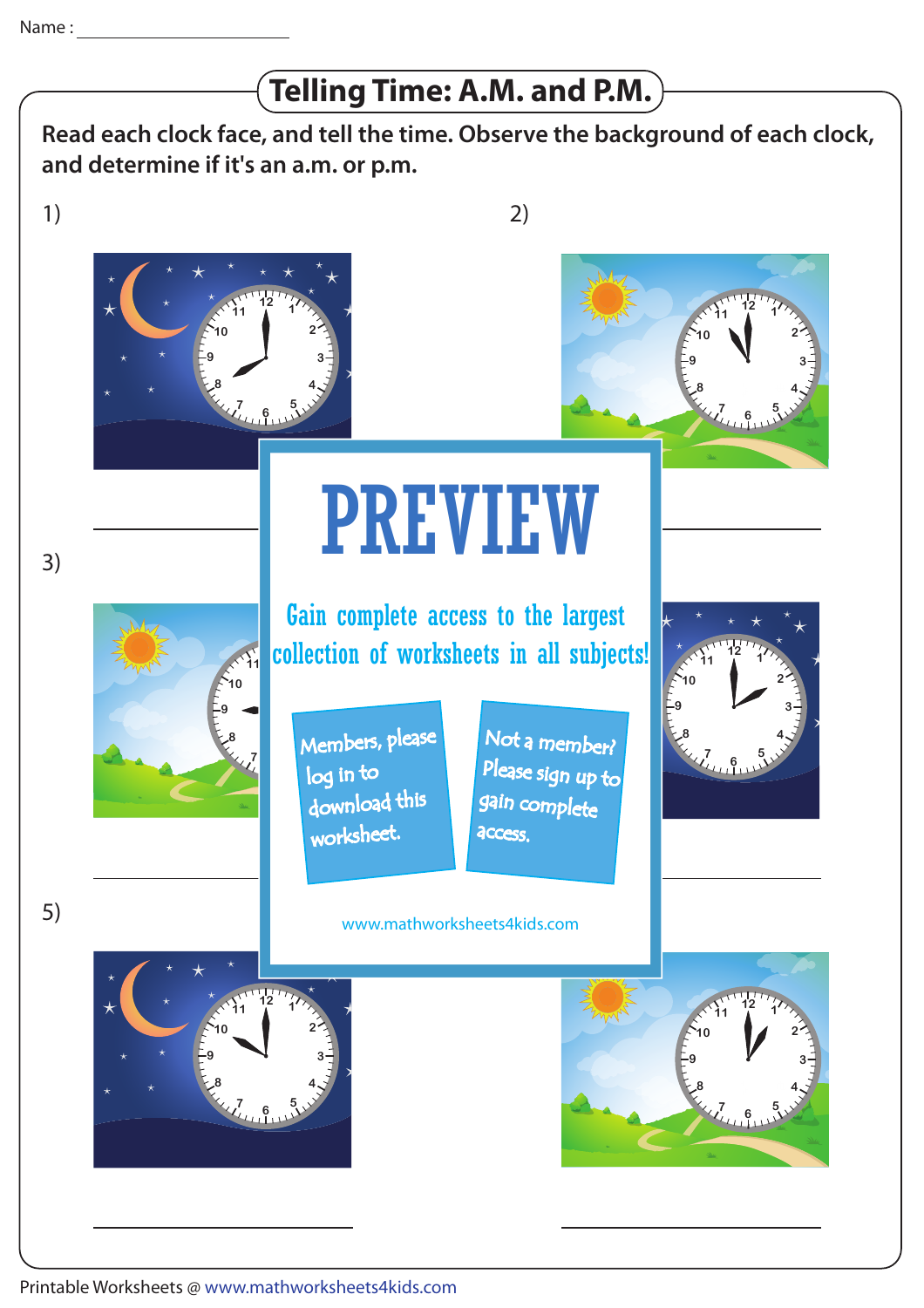Name : _______________

# Telling Time: A.M. and P.M.

**Read each clock face, and tell the time. Observe the background of each clock, and determine if it's an a.m. or p.m.**

1) _______________

2) _______________

3) _______________

4) _______________

5) _______________

6) _______________

# PREVIEW

Gain complete access to the largest collection of worksheets in all subjects!

Members, please log in to download this worksheet.

Not a member? Please sign up to gain complete access.

www.mathworksheets4kids.com

Printable Worksheets @ www.mathworksheets4kids.com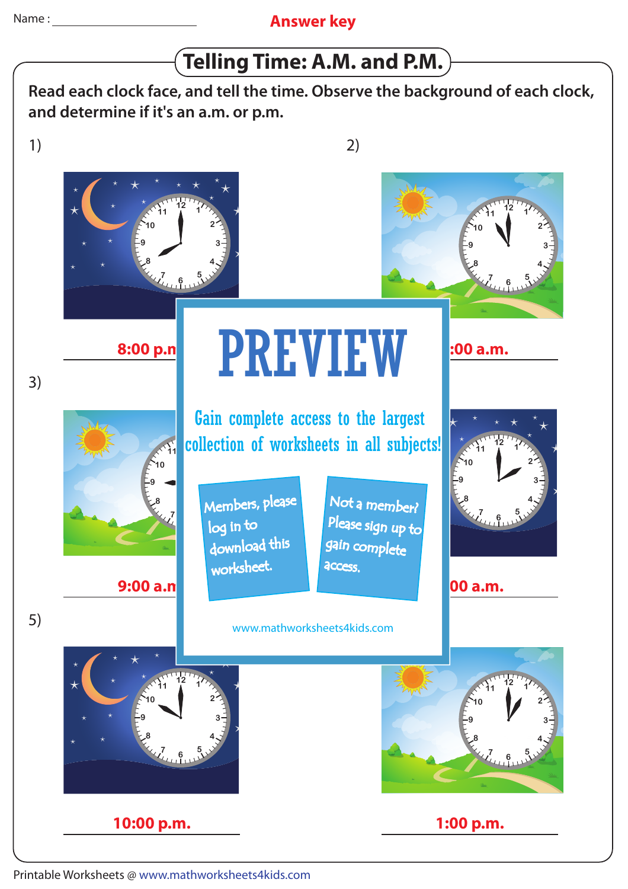Name : ____________________

**Answer key**

# Telling Time: A.M. and P.M.

**Read each clock face, and tell the time. Observe the background of each clock, and determine if it's an a.m. or p.m.**

1) **8:00 p.m**

2) **:00 a.m.**

3) **9:00 a.m**

4) **00 a.m.**

5) **10:00 p.m.**

6) **1:00 p.m.**

PREVIEW

Gain complete access to the largest collection of worksheets in all subjects!

Members, please log in to download this worksheet.

Not a member? Please sign up to gain complete access.

www.mathworksheets4kids.com

Printable Worksheets @ www.mathworksheets4kids.com